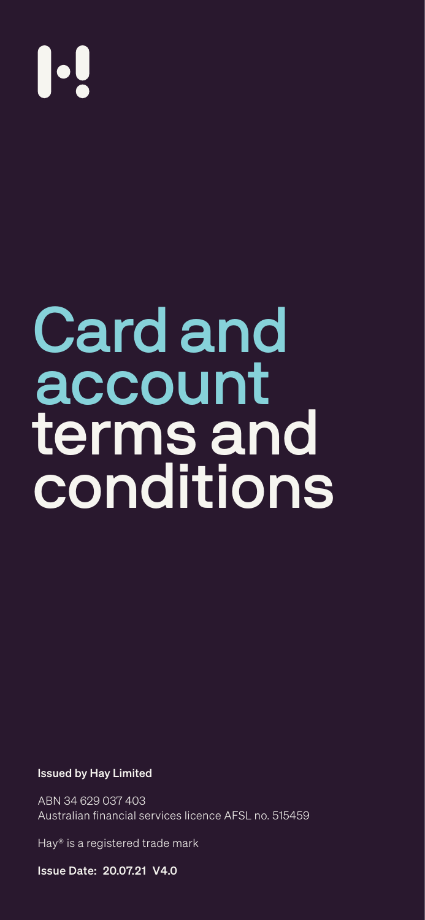# Card and account terms and conditions

**Issued by Hay Limited**

ABN 34 629 037 403
Australian financial services licence AFSL no. 515459

Hay® is a registered trade mark

**Issue Date: 20.07.21 V4.0**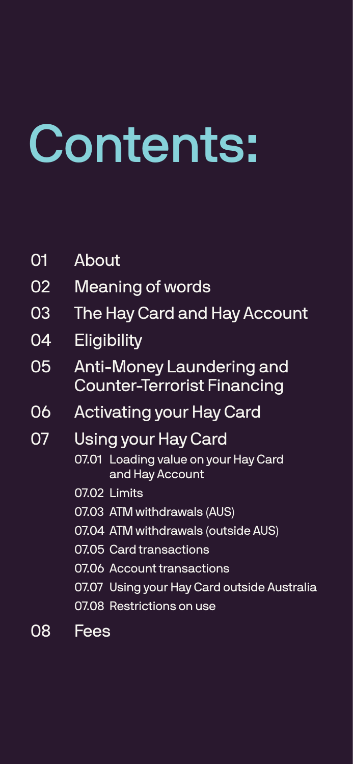# Contents:

- 01 About
- 02 Meaning of words
- 03 The Hay Card and Hay Account
- 04 Eligibility
- 05 Anti-Money Laundering and Counter-Terrorist Financing
- 06 Activating your Hay Card
- 07 Using your Hay Card
  - 07.01 Loading value on your Hay Card and Hay Account
  - 07.02 Limits
  - 07.03 ATM withdrawals (AUS)
  - 07.04 ATM withdrawals (outside AUS)
  - 07.05 Card transactions
  - 07.06 Account transactions
  - 07.07 Using your Hay Card outside Australia
  - 07.08 Restrictions on use
- 08 Fees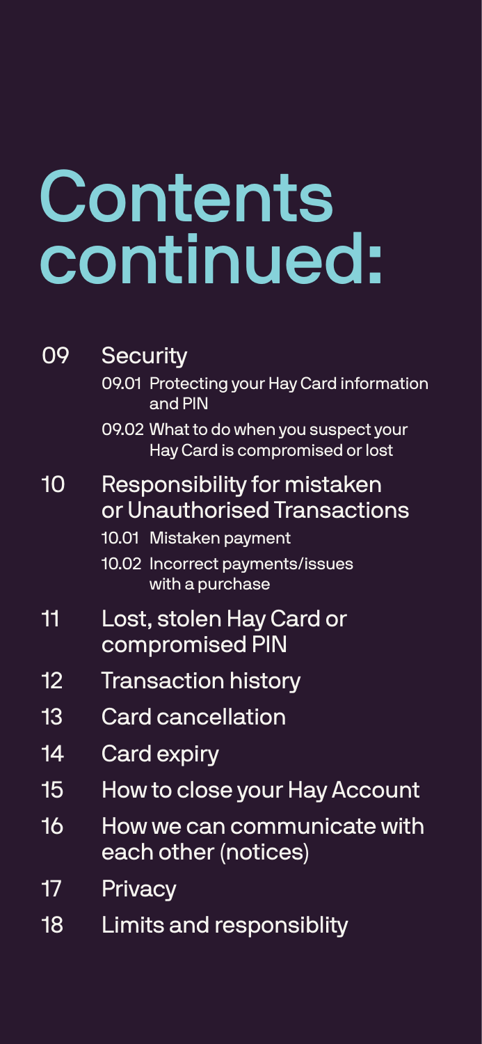# Contents continued:

- 09 Security
  - 09.01 Protecting your Hay Card information and PIN
  - 09.02 What to do when you suspect your Hay Card is compromised or lost
- 10 Responsibility for mistaken or Unauthorised Transactions
  - 10.01 Mistaken payment
  - 10.02 Incorrect payments/issues with a purchase
- 11 Lost, stolen Hay Card or compromised PIN
- 12 Transaction history
- 13 Card cancellation
- 14 Card expiry
- 15 How to close your Hay Account
- 16 How we can communicate with each other (notices)
- 17 Privacy
- 18 Limits and responsiblity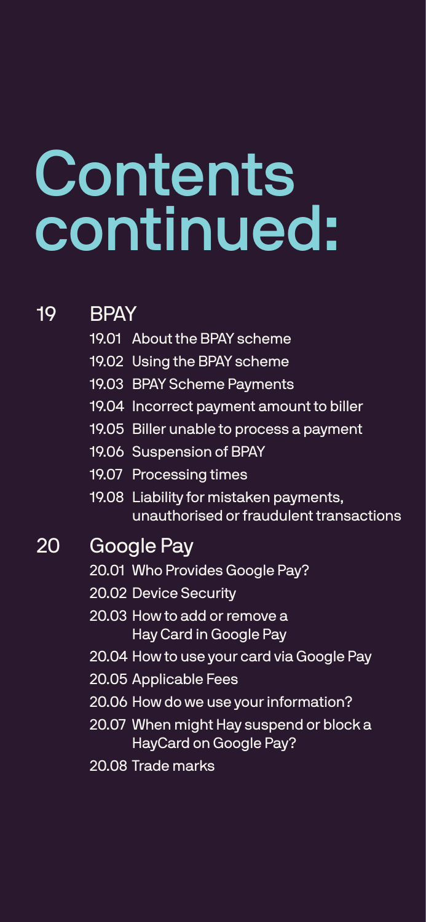# Contents continued:

**19 BPAY**

- 19.01 About the BPAY scheme
- 19.02 Using the BPAY scheme
- 19.03 BPAY Scheme Payments
- 19.04 Incorrect payment amount to biller
- 19.05 Biller unable to process a payment
- 19.06 Suspension of BPAY
- 19.07 Processing times
- 19.08 Liability for mistaken payments, unauthorised or fraudulent transactions

**20 Google Pay**

- 20.01 Who Provides Google Pay?
- 20.02 Device Security
- 20.03 How to add or remove a Hay Card in Google Pay
- 20.04 How to use your card via Google Pay
- 20.05 Applicable Fees
- 20.06 How do we use your information?
- 20.07 When might Hay suspend or block a HayCard on Google Pay?
- 20.08 Trade marks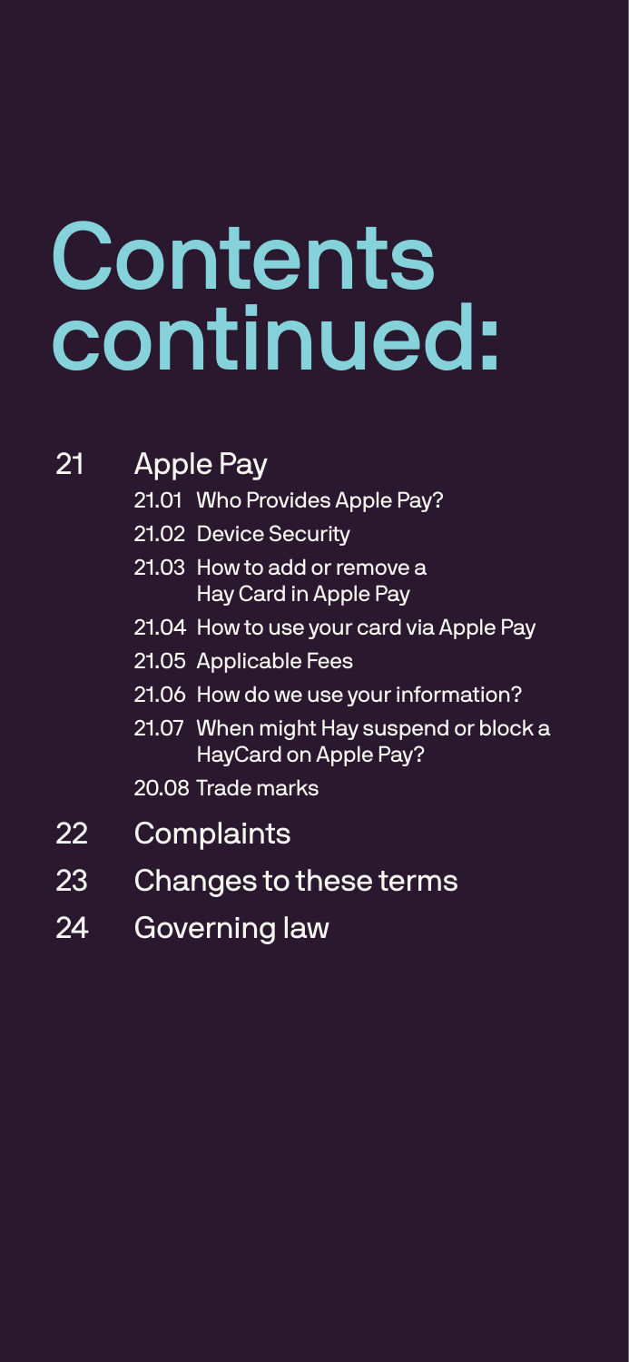# Contents continued:

21 Apple Pay
- 21.01 Who Provides Apple Pay?
- 21.02 Device Security
- 21.03 How to add or remove a Hay Card in Apple Pay
- 21.04 How to use your card via Apple Pay
- 21.05 Applicable Fees
- 21.06 How do we use your information?
- 21.07 When might Hay suspend or block a HayCard on Apple Pay?
- 20.08 Trade marks

22 Complaints

23 Changes to these terms

24 Governing law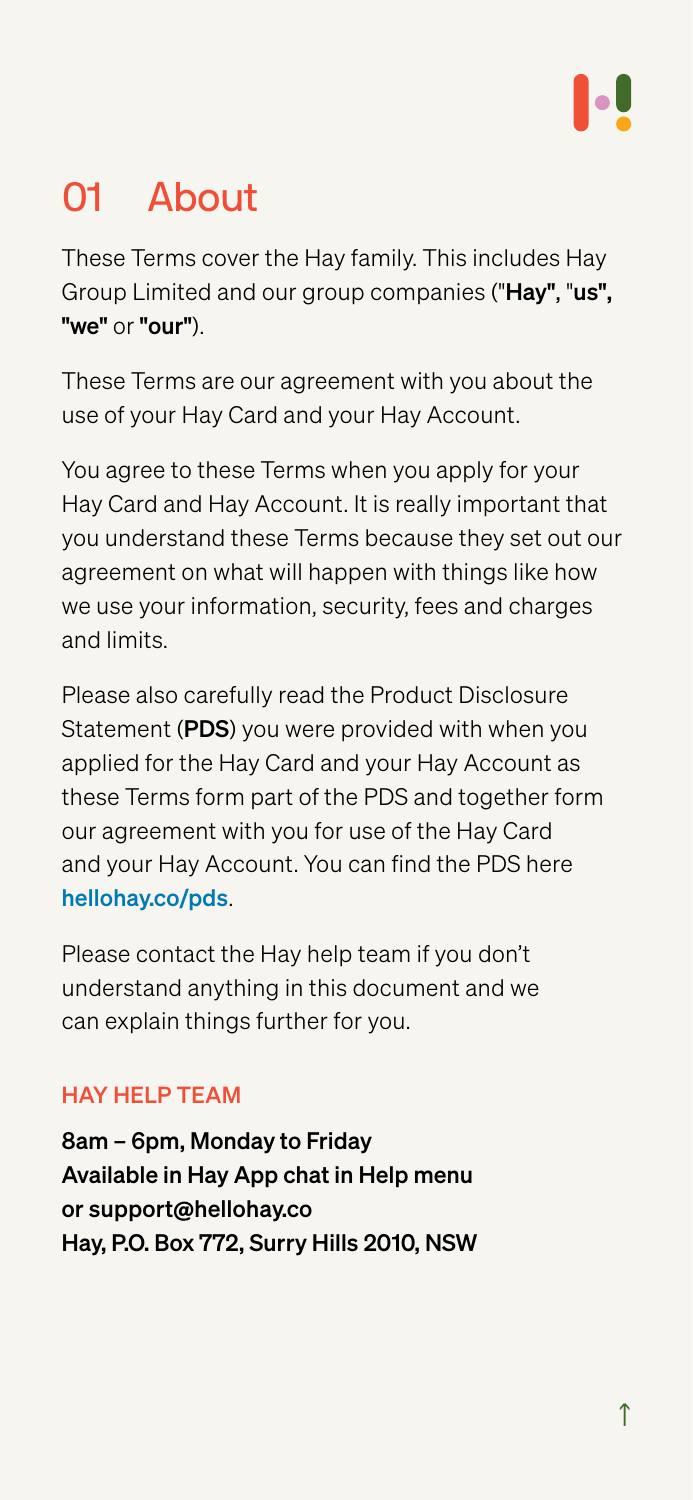# 01 About

These Terms cover the Hay family. This includes Hay Group Limited and our group companies ("**Hay"**, "**us", "we"** or **"our"**).

These Terms are our agreement with you about the use of your Hay Card and your Hay Account.

You agree to these Terms when you apply for your Hay Card and Hay Account. It is really important that you understand these Terms because they set out our agreement on what will happen with things like how we use your information, security, fees and charges and limits.

Please also carefully read the Product Disclosure Statement (**PDS**) you were provided with when you applied for the Hay Card and your Hay Account as these Terms form part of the PDS and together form our agreement with you for use of the Hay Card and your Hay Account. You can find the PDS here hellohay.co/pds.

Please contact the Hay help team if you don't understand anything in this document and we can explain things further for you.

## HAY HELP TEAM

**8am – 6pm, Monday to Friday**
**Available in Hay App chat in Help menu**
**or support@hellohay.co**
**Hay, P.O. Box 772, Surry Hills 2010, NSW**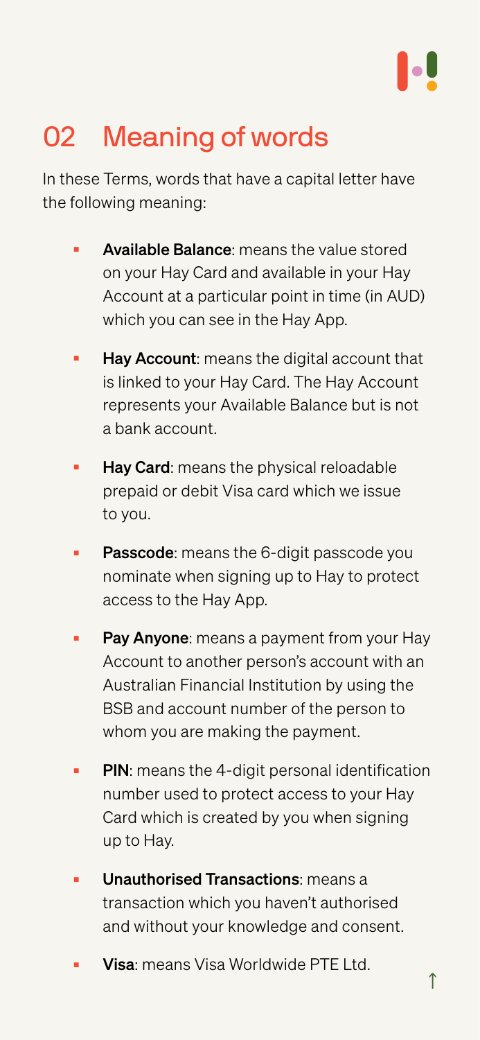## 02 Meaning of words

In these Terms, words that have a capital letter have the following meaning:

- **Available Balance**: means the value stored on your Hay Card and available in your Hay Account at a particular point in time (in AUD) which you can see in the Hay App.
- **Hay Account**: means the digital account that is linked to your Hay Card. The Hay Account represents your Available Balance but is not a bank account.
- **Hay Card**: means the physical reloadable prepaid or debit Visa card which we issue to you.
- **Passcode**: means the 6-digit passcode you nominate when signing up to Hay to protect access to the Hay App.
- **Pay Anyone**: means a payment from your Hay Account to another person's account with an Australian Financial Institution by using the BSB and account number of the person to whom you are making the payment.
- **PIN**: means the 4-digit personal identification number used to protect access to your Hay Card which is created by you when signing up to Hay.
- **Unauthorised Transactions**: means a transaction which you haven't authorised and without your knowledge and consent.
- **Visa**: means Visa Worldwide PTE Ltd.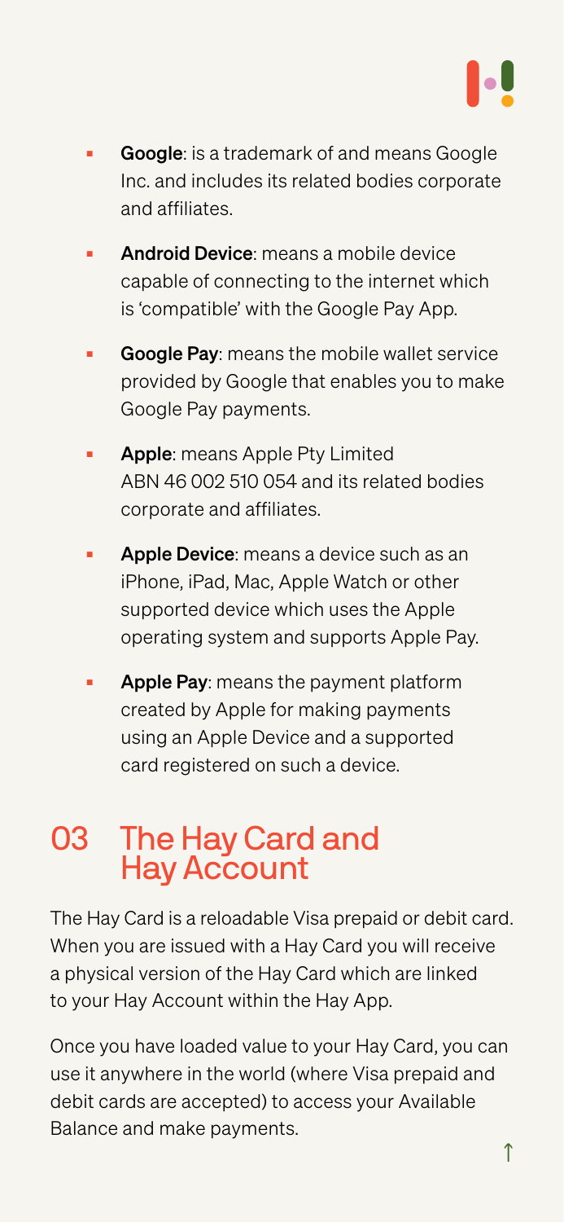- **Google**: is a trademark of and means Google Inc. and includes its related bodies corporate and affiliates.
- **Android Device**: means a mobile device capable of connecting to the internet which is 'compatible' with the Google Pay App.
- **Google Pay**: means the mobile wallet service provided by Google that enables you to make Google Pay payments.
- **Apple**: means Apple Pty Limited ABN 46 002 510 054 and its related bodies corporate and affiliates.
- **Apple Device**: means a device such as an iPhone, iPad, Mac, Apple Watch or other supported device which uses the Apple operating system and supports Apple Pay.
- **Apple Pay**: means the payment platform created by Apple for making payments using an Apple Device and a supported card registered on such a device.

## 03 The Hay Card and Hay Account

The Hay Card is a reloadable Visa prepaid or debit card. When you are issued with a Hay Card you will receive a physical version of the Hay Card which are linked to your Hay Account within the Hay App.

Once you have loaded value to your Hay Card, you can use it anywhere in the world (where Visa prepaid and debit cards are accepted) to access your Available Balance and make payments.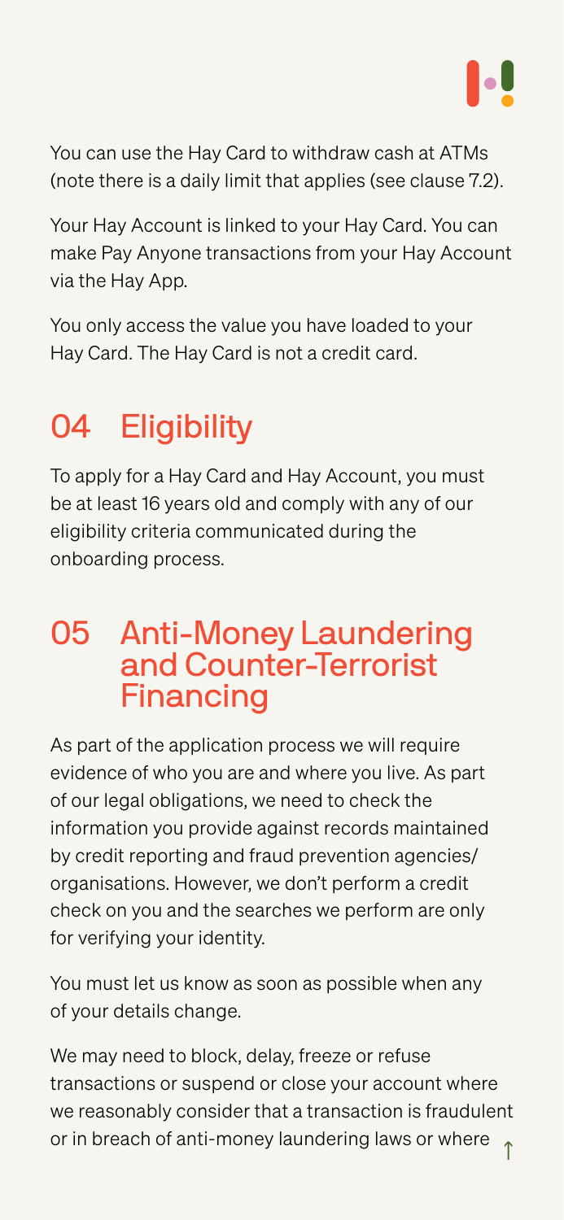You can use the Hay Card to withdraw cash at ATMs (note there is a daily limit that applies (see clause 7.2).

Your Hay Account is linked to your Hay Card. You can make Pay Anyone transactions from your Hay Account via the Hay App.

You only access the value you have loaded to your Hay Card. The Hay Card is not a credit card.

## 04 Eligibility

To apply for a Hay Card and Hay Account, you must be at least 16 years old and comply with any of our eligibility criteria communicated during the onboarding process.

## 05 Anti-Money Laundering and Counter-Terrorist Financing

As part of the application process we will require evidence of who you are and where you live. As part of our legal obligations, we need to check the information you provide against records maintained by credit reporting and fraud prevention agencies/organisations. However, we don't perform a credit check on you and the searches we perform are only for verifying your identity.

You must let us know as soon as possible when any of your details change.

We may need to block, delay, freeze or refuse transactions or suspend or close your account where we reasonably consider that a transaction is fraudulent or in breach of anti-money laundering laws or where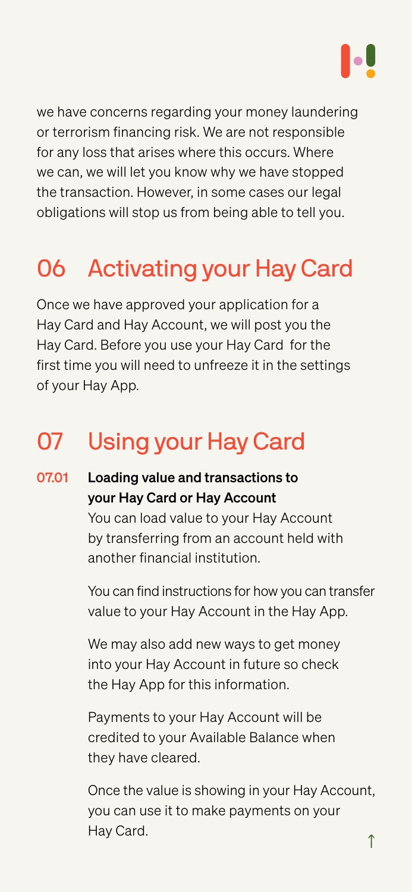we have concerns regarding your money laundering or terrorism financing risk. We are not responsible for any loss that arises where this occurs. Where we can, we will let you know why we have stopped the transaction. However, in some cases our legal obligations will stop us from being able to tell you.

## 06 Activating your Hay Card

Once we have approved your application for a Hay Card and Hay Account, we will post you the Hay Card. Before you use your Hay Card for the first time you will need to unfreeze it in the settings of your Hay App.

## 07 Using your Hay Card

### 07.01 Loading value and transactions to your Hay Card or Hay Account

You can load value to your Hay Account by transferring from an account held with another financial institution.

You can find instructions for how you can transfer value to your Hay Account in the Hay App.

We may also add new ways to get money into your Hay Account in future so check the Hay App for this information.

Payments to your Hay Account will be credited to your Available Balance when they have cleared.

Once the value is showing in your Hay Account, you can use it to make payments on your Hay Card.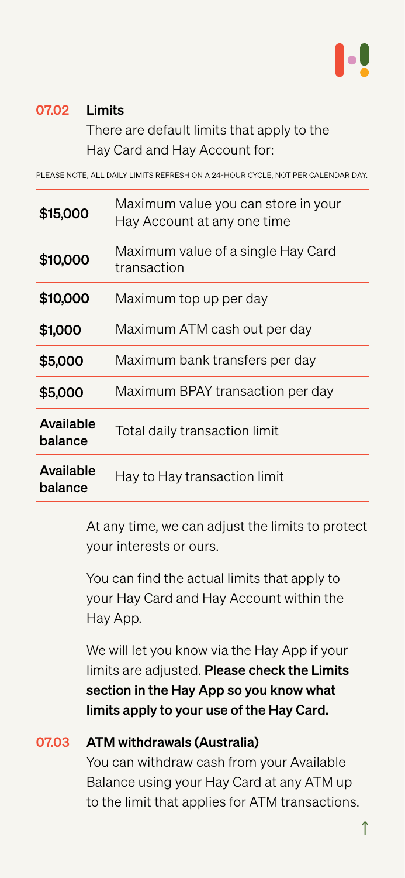## 07.02 Limits

There are default limits that apply to the Hay Card and Hay Account for:

PLEASE NOTE, ALL DAILY LIMITS REFRESH ON A 24-HOUR CYCLE, NOT PER CALENDAR DAY.

| Limit | Description |
|---|---|
| **$15,000** | Maximum value you can store in your Hay Account at any one time |
| **$10,000** | Maximum value of a single Hay Card transaction |
| **$10,000** | Maximum top up per day |
| **$1,000** | Maximum ATM cash out per day |
| **$5,000** | Maximum bank transfers per day |
| **$5,000** | Maximum BPAY transaction per day |
| **Available balance** | Total daily transaction limit |
| **Available balance** | Hay to Hay transaction limit |

At any time, we can adjust the limits to protect your interests or ours.

You can find the actual limits that apply to your Hay Card and Hay Account within the Hay App.

We will let you know via the Hay App if your limits are adjusted. **Please check the Limits section in the Hay App so you know what limits apply to your use of the Hay Card.**

## 07.03 ATM withdrawals (Australia)

You can withdraw cash from your Available Balance using your Hay Card at any ATM up to the limit that applies for ATM transactions.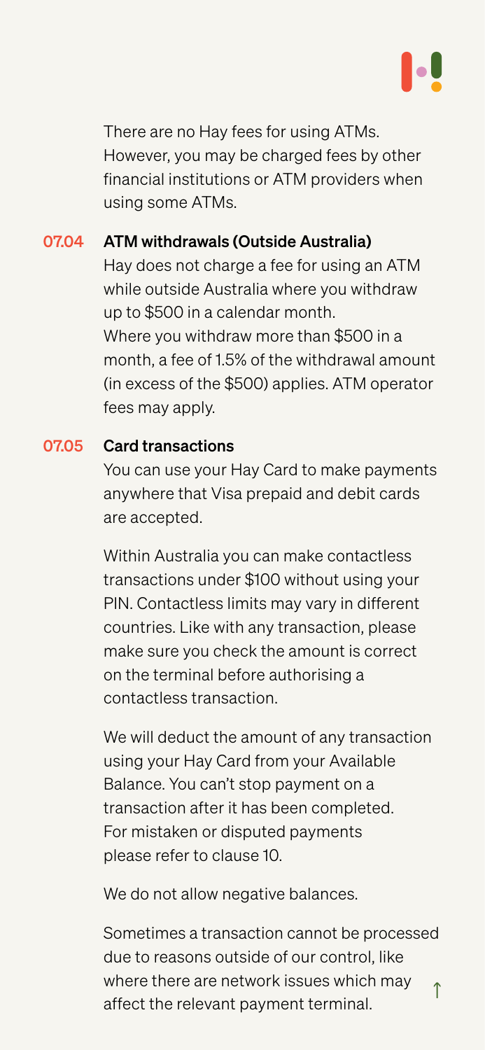There are no Hay fees for using ATMs. However, you may be charged fees by other financial institutions or ATM providers when using some ATMs.

### 07.04 ATM withdrawals (Outside Australia)

Hay does not charge a fee for using an ATM while outside Australia where you withdraw up to $500 in a calendar month.
Where you withdraw more than $500 in a month, a fee of 1.5% of the withdrawal amount (in excess of the $500) applies. ATM operator fees may apply.

### 07.05 Card transactions

You can use your Hay Card to make payments anywhere that Visa prepaid and debit cards are accepted.

Within Australia you can make contactless transactions under $100 without using your PIN. Contactless limits may vary in different countries. Like with any transaction, please make sure you check the amount is correct on the terminal before authorising a contactless transaction.

We will deduct the amount of any transaction using your Hay Card from your Available Balance. You can't stop payment on a transaction after it has been completed. For mistaken or disputed payments please refer to clause 10.

We do not allow negative balances.

Sometimes a transaction cannot be processed due to reasons outside of our control, like where there are network issues which may affect the relevant payment terminal.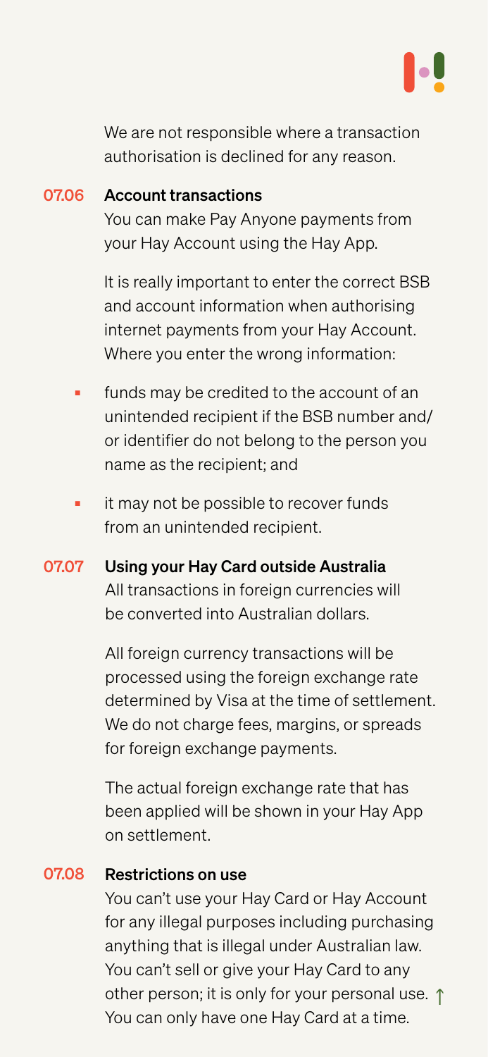We are not responsible where a transaction authorisation is declined for any reason.

### 07.06 Account transactions

You can make Pay Anyone payments from your Hay Account using the Hay App.

It is really important to enter the correct BSB and account information when authorising internet payments from your Hay Account. Where you enter the wrong information:

- funds may be credited to the account of an unintended recipient if the BSB number and/or identifier do not belong to the person you name as the recipient; and
- it may not be possible to recover funds from an unintended recipient.

### 07.07 Using your Hay Card outside Australia

All transactions in foreign currencies will be converted into Australian dollars.

All foreign currency transactions will be processed using the foreign exchange rate determined by Visa at the time of settlement. We do not charge fees, margins, or spreads for foreign exchange payments.

The actual foreign exchange rate that has been applied will be shown in your Hay App on settlement.

### 07.08 Restrictions on use

You can't use your Hay Card or Hay Account for any illegal purposes including purchasing anything that is illegal under Australian law. You can't sell or give your Hay Card to any other person; it is only for your personal use. You can only have one Hay Card at a time.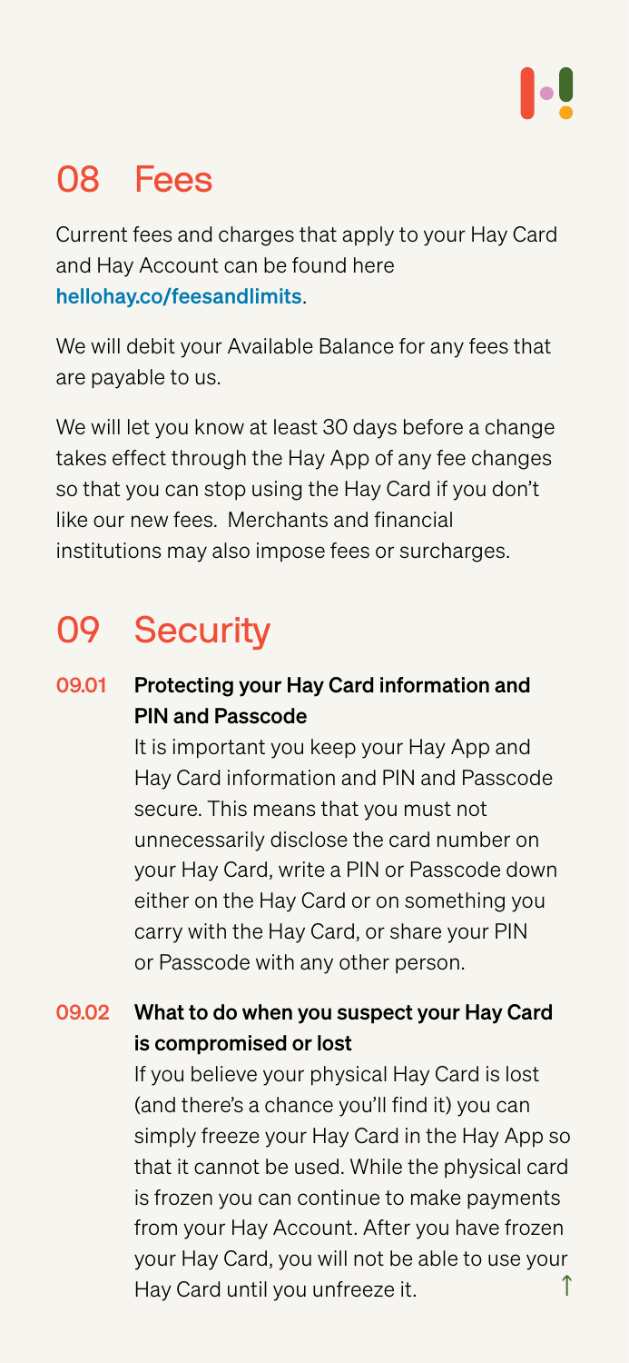## 08 Fees

Current fees and charges that apply to your Hay Card and Hay Account can be found here hellohay.co/feesandlimits.

We will debit your Available Balance for any fees that are payable to us.

We will let you know at least 30 days before a change takes effect through the Hay App of any fee changes so that you can stop using the Hay Card if you don't like our new fees. Merchants and financial institutions may also impose fees or surcharges.

## 09 Security

### 09.01 Protecting your Hay Card information and PIN and Passcode

It is important you keep your Hay App and Hay Card information and PIN and Passcode secure. This means that you must not unnecessarily disclose the card number on your Hay Card, write a PIN or Passcode down either on the Hay Card or on something you carry with the Hay Card, or share your PIN or Passcode with any other person.

### 09.02 What to do when you suspect your Hay Card is compromised or lost

If you believe your physical Hay Card is lost (and there's a chance you'll find it) you can simply freeze your Hay Card in the Hay App so that it cannot be used. While the physical card is frozen you can continue to make payments from your Hay Account. After you have frozen your Hay Card, you will not be able to use your Hay Card until you unfreeze it.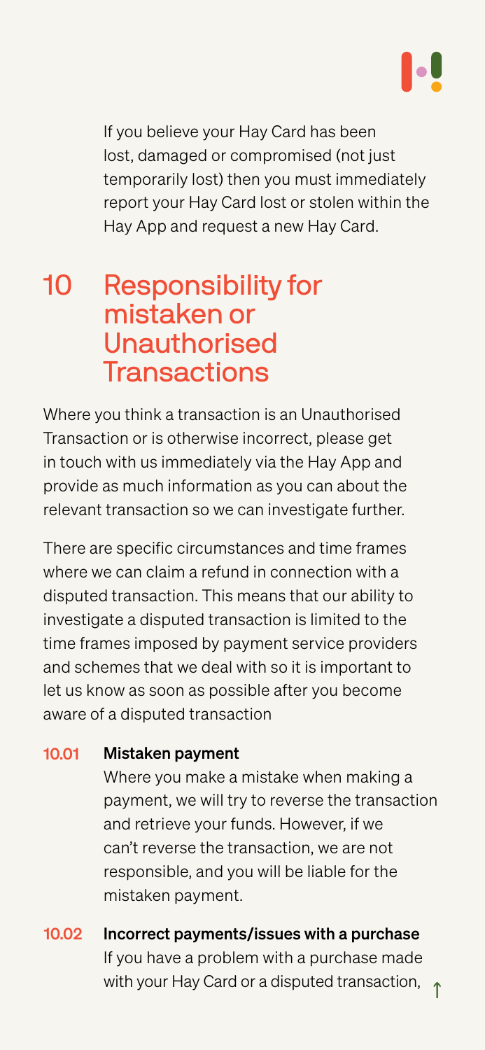If you believe your Hay Card has been lost, damaged or compromised (not just temporarily lost) then you must immediately report your Hay Card lost or stolen within the Hay App and request a new Hay Card.

## 10 Responsibility for mistaken or Unauthorised Transactions

Where you think a transaction is an Unauthorised Transaction or is otherwise incorrect, please get in touch with us immediately via the Hay App and provide as much information as you can about the relevant transaction so we can investigate further.

There are specific circumstances and time frames where we can claim a refund in connection with a disputed transaction. This means that our ability to investigate a disputed transaction is limited to the time frames imposed by payment service providers and schemes that we deal with so it is important to let us know as soon as possible after you become aware of a disputed transaction

**10.01 Mistaken payment**

Where you make a mistake when making a payment, we will try to reverse the transaction and retrieve your funds. However, if we can't reverse the transaction, we are not responsible, and you will be liable for the mistaken payment.

**10.02 Incorrect payments/issues with a purchase**

If you have a problem with a purchase made with your Hay Card or a disputed transaction,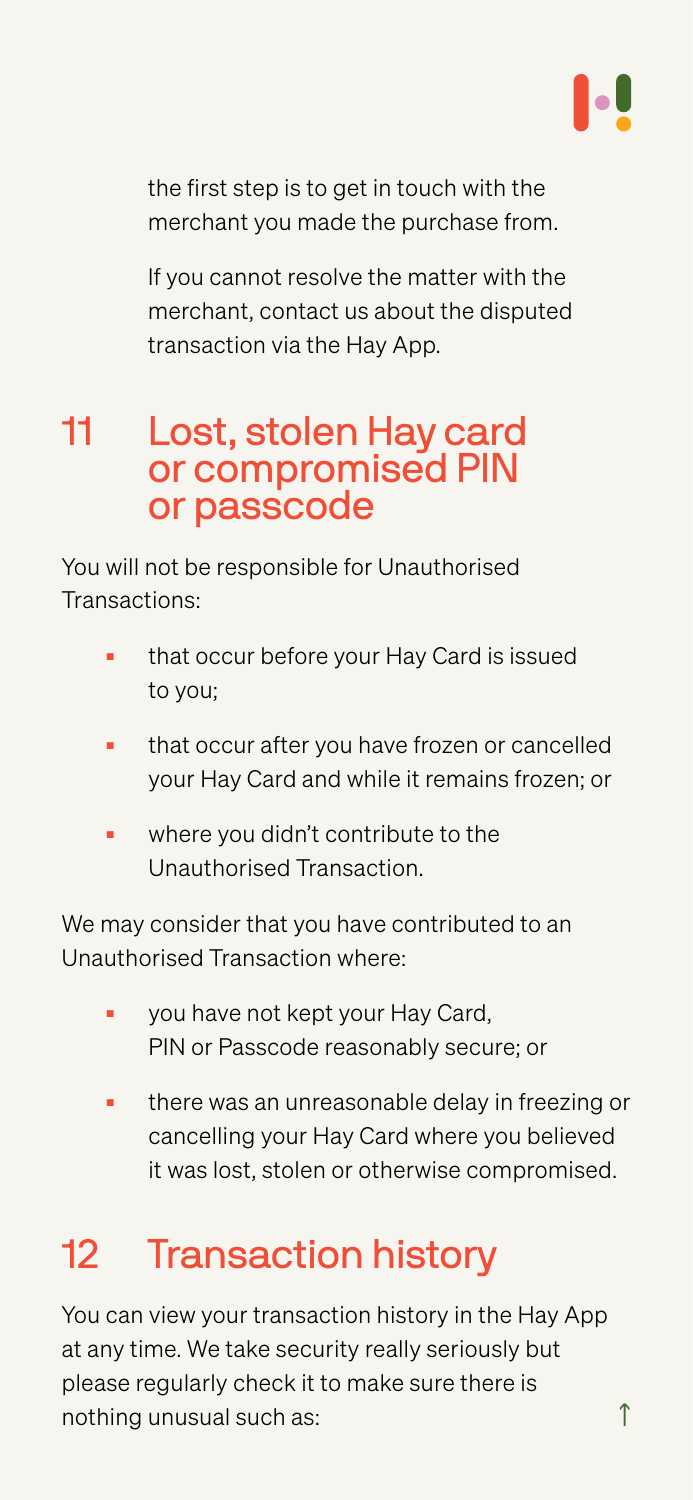the first step is to get in touch with the merchant you made the purchase from.

If you cannot resolve the matter with the merchant, contact us about the disputed transaction via the Hay App.

## 11 Lost, stolen Hay card or compromised PIN or passcode

You will not be responsible for Unauthorised Transactions:

- that occur before your Hay Card is issued to you;
- that occur after you have frozen or cancelled your Hay Card and while it remains frozen; or
- where you didn't contribute to the Unauthorised Transaction.

We may consider that you have contributed to an Unauthorised Transaction where:

- you have not kept your Hay Card, PIN or Passcode reasonably secure; or
- there was an unreasonable delay in freezing or cancelling your Hay Card where you believed it was lost, stolen or otherwise compromised.

## 12 Transaction history

You can view your transaction history in the Hay App at any time. We take security really seriously but please regularly check it to make sure there is nothing unusual such as: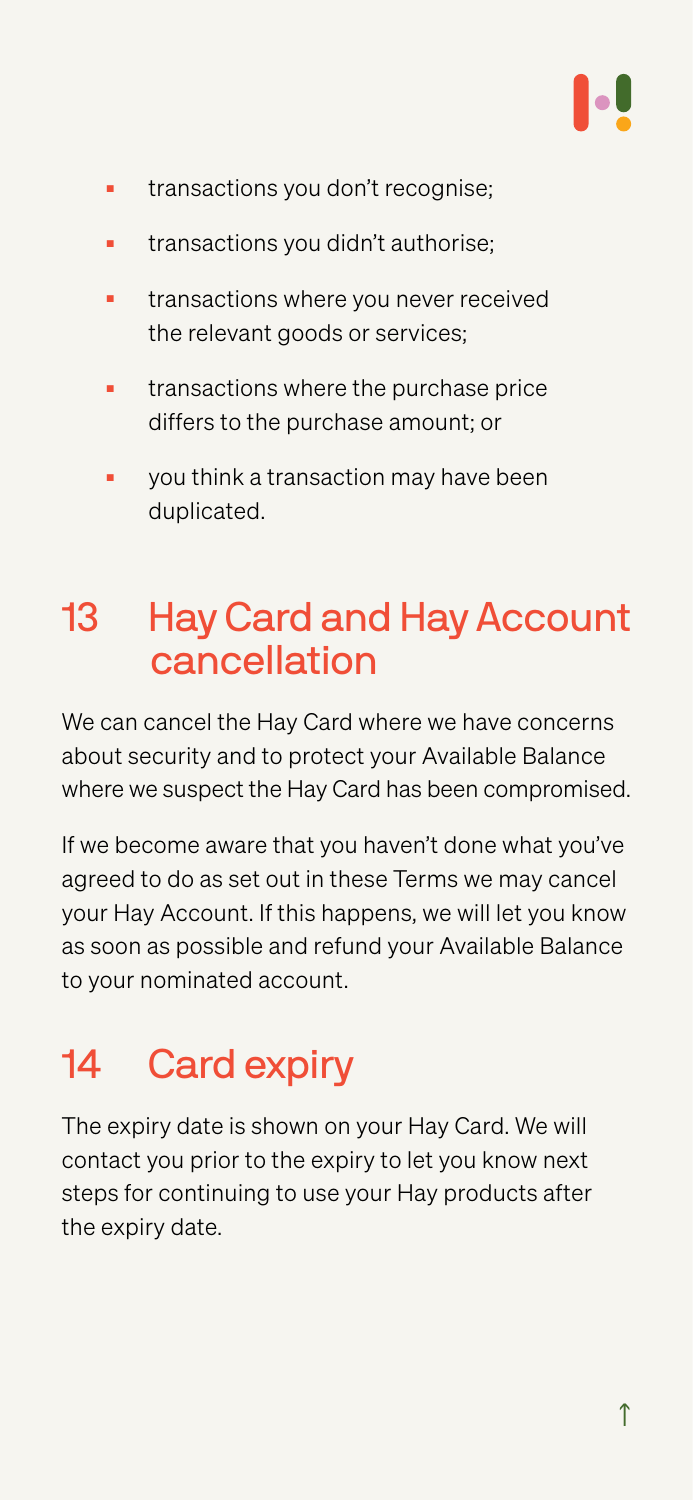- transactions you don't recognise;
- transactions you didn't authorise;
- transactions where you never received the relevant goods or services;
- transactions where the purchase price differs to the purchase amount; or
- you think a transaction may have been duplicated.

## 13 Hay Card and Hay Account cancellation

We can cancel the Hay Card where we have concerns about security and to protect your Available Balance where we suspect the Hay Card has been compromised.

If we become aware that you haven't done what you've agreed to do as set out in these Terms we may cancel your Hay Account. If this happens, we will let you know as soon as possible and refund your Available Balance to your nominated account.

## 14 Card expiry

The expiry date is shown on your Hay Card. We will contact you prior to the expiry to let you know next steps for continuing to use your Hay products after the expiry date.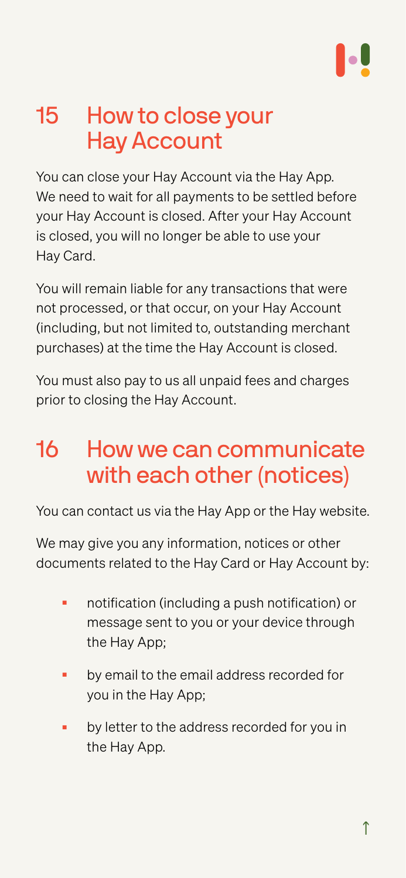## 15 How to close your Hay Account

You can close your Hay Account via the Hay App. We need to wait for all payments to be settled before your Hay Account is closed. After your Hay Account is closed, you will no longer be able to use your Hay Card.

You will remain liable for any transactions that were not processed, or that occur, on your Hay Account (including, but not limited to, outstanding merchant purchases) at the time the Hay Account is closed.

You must also pay to us all unpaid fees and charges prior to closing the Hay Account.

## 16 How we can communicate with each other (notices)

You can contact us via the Hay App or the Hay website.

We may give you any information, notices or other documents related to the Hay Card or Hay Account by:

- notification (including a push notification) or message sent to you or your device through the Hay App;
- by email to the email address recorded for you in the Hay App;
- by letter to the address recorded for you in the Hay App.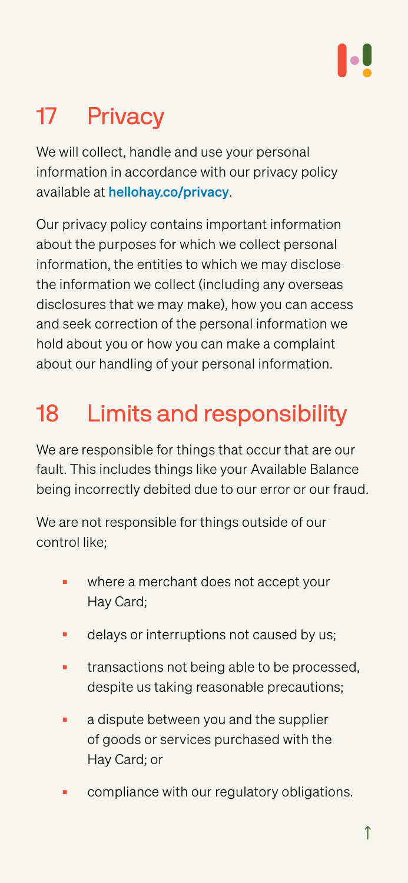## 17 Privacy

We will collect, handle and use your personal information in accordance with our privacy policy available at **hellohay.co/privacy**.

Our privacy policy contains important information about the purposes for which we collect personal information, the entities to which we may disclose the information we collect (including any overseas disclosures that we may make), how you can access and seek correction of the personal information we hold about you or how you can make a complaint about our handling of your personal information.

## 18 Limits and responsibility

We are responsible for things that occur that are our fault. This includes things like your Available Balance being incorrectly debited due to our error or our fraud.

We are not responsible for things outside of our control like;

- where a merchant does not accept your Hay Card;
- delays or interruptions not caused by us;
- transactions not being able to be processed, despite us taking reasonable precautions;
- a dispute between you and the supplier of goods or services purchased with the Hay Card; or
- compliance with our regulatory obligations.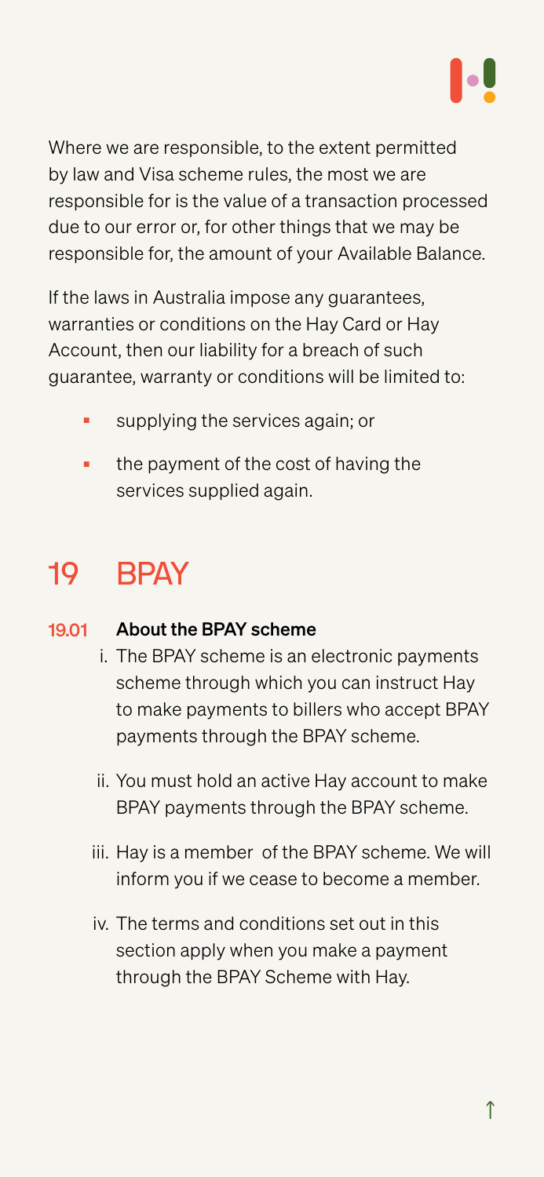Where we are responsible, to the extent permitted by law and Visa scheme rules, the most we are responsible for is the value of a transaction processed due to our error or, for other things that we may be responsible for, the amount of your Available Balance.

If the laws in Australia impose any guarantees, warranties or conditions on the Hay Card or Hay Account, then our liability for a breach of such guarantee, warranty or conditions will be limited to:

- supplying the services again; or
- the payment of the cost of having the services supplied again.

# 19 BPAY

### 19.01 About the BPAY scheme

i. The BPAY scheme is an electronic payments scheme through which you can instruct Hay to make payments to billers who accept BPAY payments through the BPAY scheme.

ii. You must hold an active Hay account to make BPAY payments through the BPAY scheme.

iii. Hay is a member of the BPAY scheme. We will inform you if we cease to become a member.

iv. The terms and conditions set out in this section apply when you make a payment through the BPAY Scheme with Hay.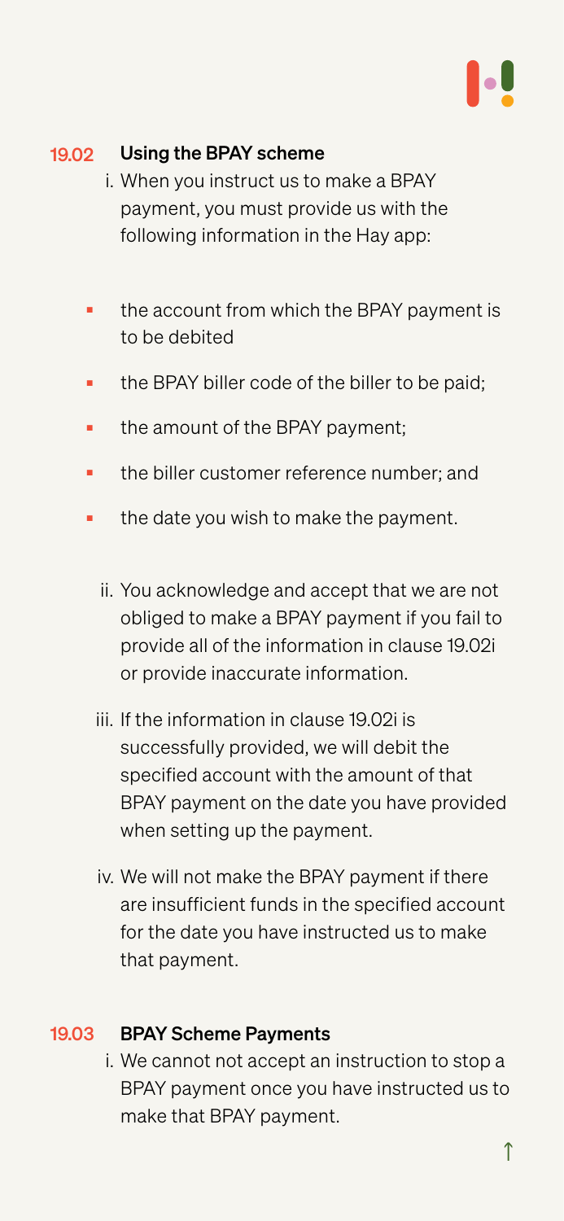### 19.02 Using the BPAY scheme

i. When you instruct us to make a BPAY payment, you must provide us with the following information in the Hay app:

- the account from which the BPAY payment is to be debited
- the BPAY biller code of the biller to be paid;
- the amount of the BPAY payment;
- the biller customer reference number; and
- the date you wish to make the payment.

ii. You acknowledge and accept that we are not obliged to make a BPAY payment if you fail to provide all of the information in clause 19.02i or provide inaccurate information.

iii. If the information in clause 19.02i is successfully provided, we will debit the specified account with the amount of that BPAY payment on the date you have provided when setting up the payment.

iv. We will not make the BPAY payment if there are insufficient funds in the specified account for the date you have instructed us to make that payment.

### 19.03 BPAY Scheme Payments

i. We cannot not accept an instruction to stop a BPAY payment once you have instructed us to make that BPAY payment.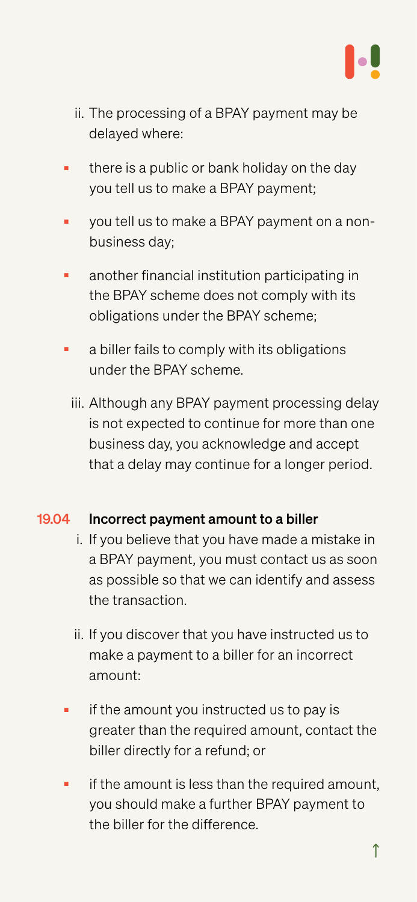ii. The processing of a BPAY payment may be delayed where:

- there is a public or bank holiday on the day you tell us to make a BPAY payment;
- you tell us to make a BPAY payment on a non-business day;
- another financial institution participating in the BPAY scheme does not comply with its obligations under the BPAY scheme;
- a biller fails to comply with its obligations under the BPAY scheme.

iii. Although any BPAY payment processing delay is not expected to continue for more than one business day, you acknowledge and accept that a delay may continue for a longer period.

### 19.04 Incorrect payment amount to a biller

i. If you believe that you have made a mistake in a BPAY payment, you must contact us as soon as possible so that we can identify and assess the transaction.

ii. If you discover that you have instructed us to make a payment to a biller for an incorrect amount:

- if the amount you instructed us to pay is greater than the required amount, contact the biller directly for a refund; or
- if the amount is less than the required amount, you should make a further BPAY payment to the biller for the difference.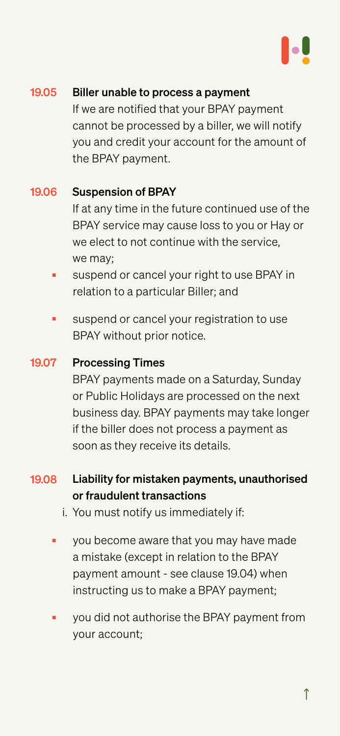### 19.05 Biller unable to process a payment

If we are notified that your BPAY payment cannot be processed by a biller, we will notify you and credit your account for the amount of the BPAY payment.

### 19.06 Suspension of BPAY

If at any time in the future continued use of the BPAY service may cause loss to you or Hay or we elect to not continue with the service, we may;

- suspend or cancel your right to use BPAY in relation to a particular Biller; and
- suspend or cancel your registration to use BPAY without prior notice.

### 19.07 Processing Times

BPAY payments made on a Saturday, Sunday or Public Holidays are processed on the next business day. BPAY payments may take longer if the biller does not process a payment as soon as they receive its details.

### 19.08 Liability for mistaken payments, unauthorised or fraudulent transactions

i. You must notify us immediately if:

- you become aware that you may have made a mistake (except in relation to the BPAY payment amount - see clause 19.04) when instructing us to make a BPAY payment;
- you did not authorise the BPAY payment from your account;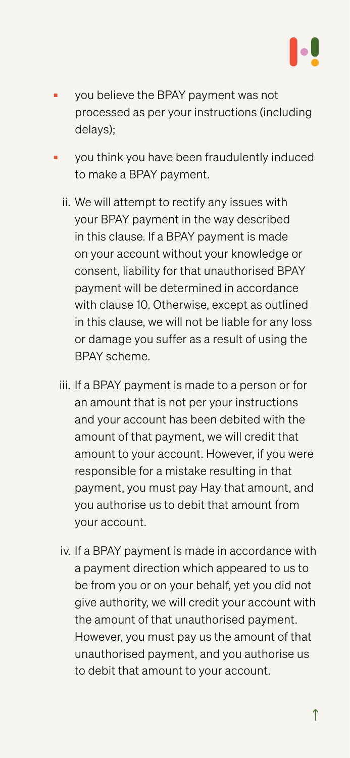- you believe the BPAY payment was not processed as per your instructions (including delays);
- you think you have been fraudulently induced to make a BPAY payment.

ii. We will attempt to rectify any issues with your BPAY payment in the way described in this clause. If a BPAY payment is made on your account without your knowledge or consent, liability for that unauthorised BPAY payment will be determined in accordance with clause 10. Otherwise, except as outlined in this clause, we will not be liable for any loss or damage you suffer as a result of using the BPAY scheme.

iii. If a BPAY payment is made to a person or for an amount that is not per your instructions and your account has been debited with the amount of that payment, we will credit that amount to your account. However, if you were responsible for a mistake resulting in that payment, you must pay Hay that amount, and you authorise us to debit that amount from your account.

iv. If a BPAY payment is made in accordance with a payment direction which appeared to us to be from you or on your behalf, yet you did not give authority, we will credit your account with the amount of that unauthorised payment. However, you must pay us the amount of that unauthorised payment, and you authorise us to debit that amount to your account.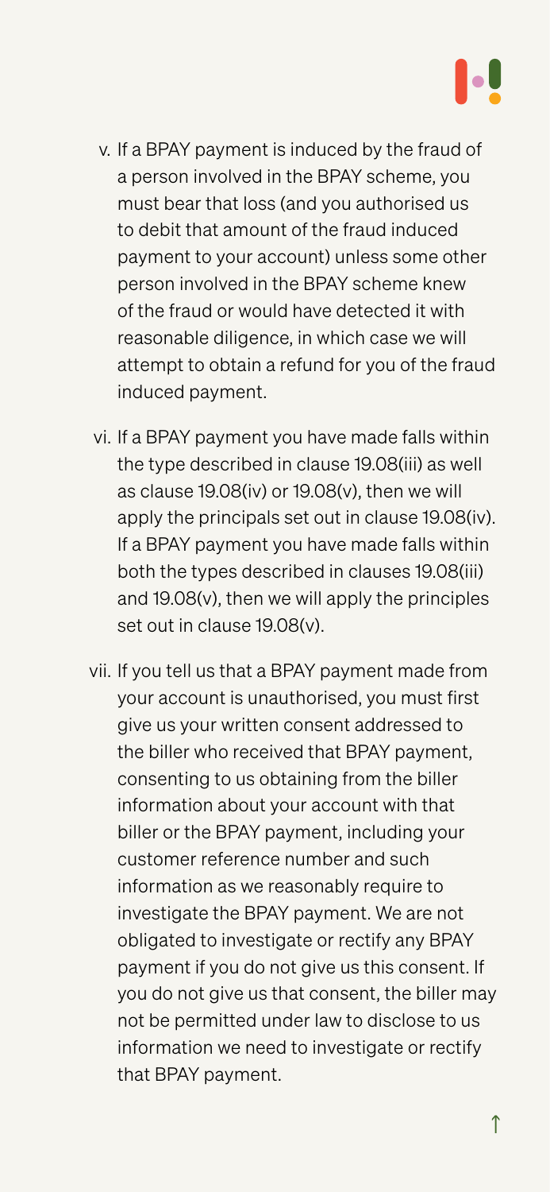v. If a BPAY payment is induced by the fraud of a person involved in the BPAY scheme, you must bear that loss (and you authorised us to debit that amount of the fraud induced payment to your account) unless some other person involved in the BPAY scheme knew of the fraud or would have detected it with reasonable diligence, in which case we will attempt to obtain a refund for you of the fraud induced payment.

vi. If a BPAY payment you have made falls within the type described in clause 19.08(iii) as well as clause 19.08(iv) or 19.08(v), then we will apply the principals set out in clause 19.08(iv). If a BPAY payment you have made falls within both the types described in clauses 19.08(iii) and 19.08(v), then we will apply the principles set out in clause 19.08(v).

vii. If you tell us that a BPAY payment made from your account is unauthorised, you must first give us your written consent addressed to the biller who received that BPAY payment, consenting to us obtaining from the biller information about your account with that biller or the BPAY payment, including your customer reference number and such information as we reasonably require to investigate the BPAY payment. We are not obligated to investigate or rectify any BPAY payment if you do not give us this consent. If you do not give us that consent, the biller may not be permitted under law to disclose to us information we need to investigate or rectify that BPAY payment.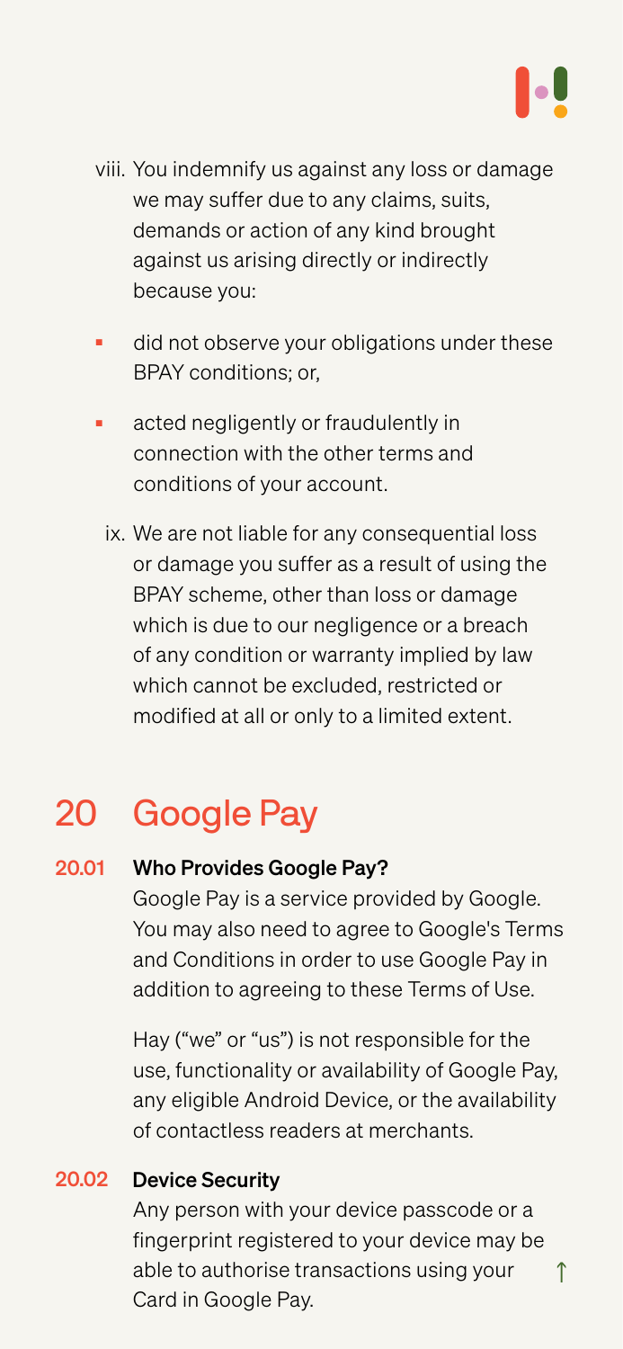viii. You indemnify us against any loss or damage we may suffer due to any claims, suits, demands or action of any kind brought against us arising directly or indirectly because you:

- did not observe your obligations under these BPAY conditions; or,
- acted negligently or fraudulently in connection with the other terms and conditions of your account.

ix. We are not liable for any consequential loss or damage you suffer as a result of using the BPAY scheme, other than loss or damage which is due to our negligence or a breach of any condition or warranty implied by law which cannot be excluded, restricted or modified at all or only to a limited extent.

# 20 Google Pay

**20.01 Who Provides Google Pay?**

Google Pay is a service provided by Google. You may also need to agree to Google's Terms and Conditions in order to use Google Pay in addition to agreeing to these Terms of Use.

Hay ("we" or "us") is not responsible for the use, functionality or availability of Google Pay, any eligible Android Device, or the availability of contactless readers at merchants.

**20.02 Device Security**

Any person with your device passcode or a fingerprint registered to your device may be able to authorise transactions using your Card in Google Pay.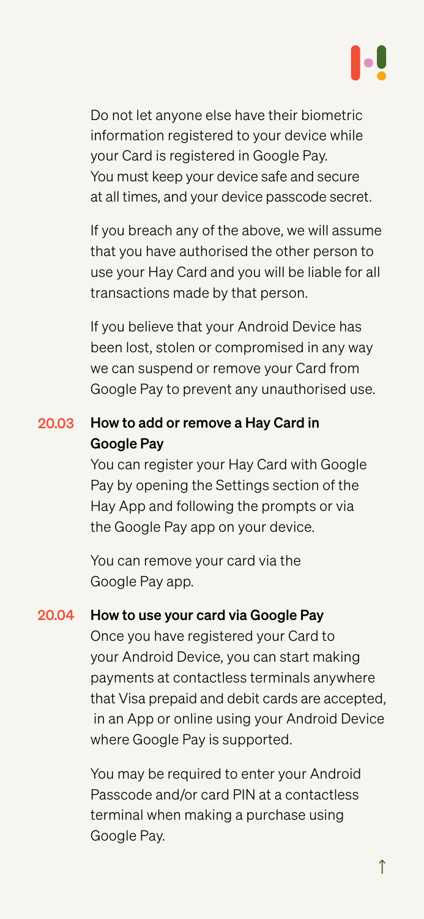Do not let anyone else have their biometric information registered to your device while your Card is registered in Google Pay. You must keep your device safe and secure at all times, and your device passcode secret.

If you breach any of the above, we will assume that you have authorised the other person to use your Hay Card and you will be liable for all transactions made by that person.

If you believe that your Android Device has been lost, stolen or compromised in any way we can suspend or remove your Card from Google Pay to prevent any unauthorised use.

### 20.03 How to add or remove a Hay Card in Google Pay

You can register your Hay Card with Google Pay by opening the Settings section of the Hay App and following the prompts or via the Google Pay app on your device.

You can remove your card via the Google Pay app.

### 20.04 How to use your card via Google Pay

Once you have registered your Card to your Android Device, you can start making payments at contactless terminals anywhere that Visa prepaid and debit cards are accepted, in an App or online using your Android Device where Google Pay is supported.

You may be required to enter your Android Passcode and/or card PIN at a contactless terminal when making a purchase using Google Pay.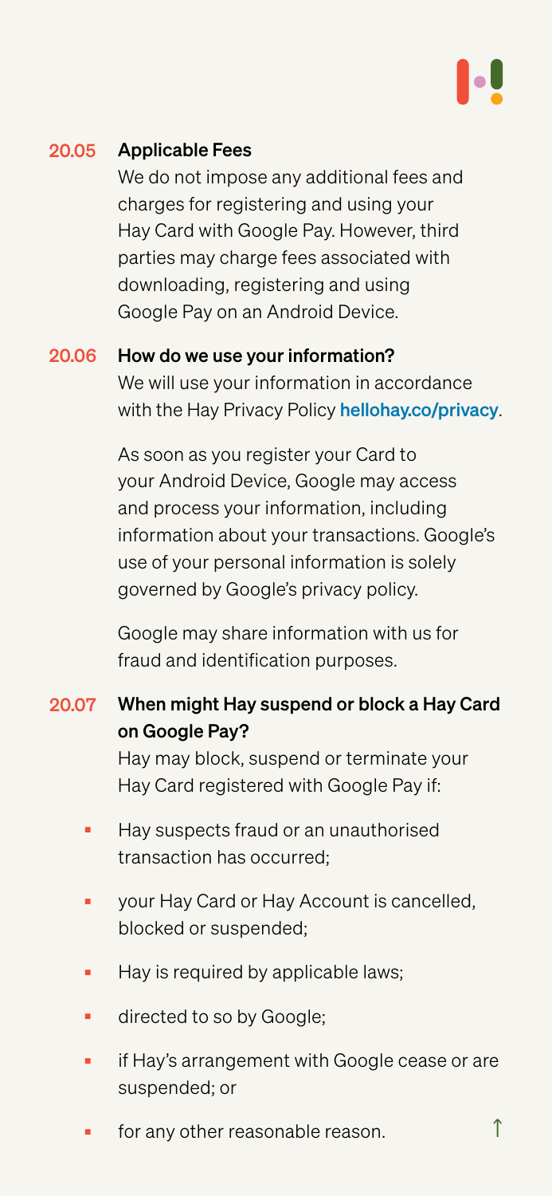### 20.05 Applicable Fees

We do not impose any additional fees and charges for registering and using your Hay Card with Google Pay. However, third parties may charge fees associated with downloading, registering and using Google Pay on an Android Device.

### 20.06 How do we use your information?

We will use your information in accordance with the Hay Privacy Policy hellohay.co/privacy.

As soon as you register your Card to your Android Device, Google may access and process your information, including information about your transactions. Google's use of your personal information is solely governed by Google's privacy policy.

Google may share information with us for fraud and identification purposes.

### 20.07 When might Hay suspend or block a Hay Card on Google Pay?

Hay may block, suspend or terminate your Hay Card registered with Google Pay if:

- Hay suspects fraud or an unauthorised transaction has occurred;
- your Hay Card or Hay Account is cancelled, blocked or suspended;
- Hay is required by applicable laws;
- directed to so by Google;
- if Hay's arrangement with Google cease or are suspended; or
- for any other reasonable reason.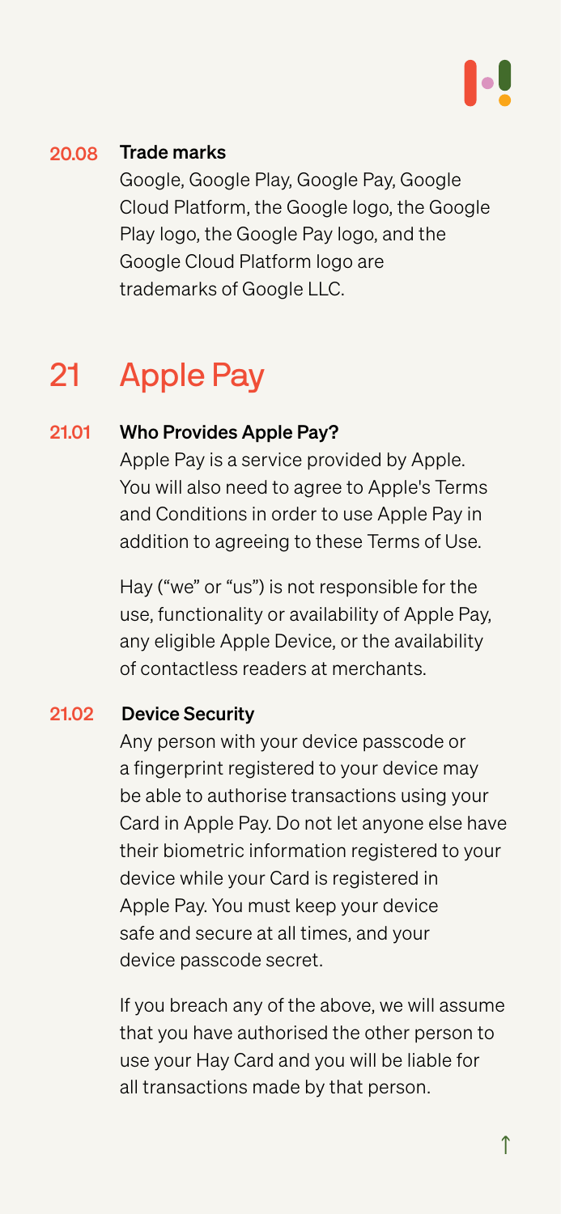### 20.08 Trade marks

Google, Google Play, Google Pay, Google Cloud Platform, the Google logo, the Google Play logo, the Google Pay logo, and the Google Cloud Platform logo are trademarks of Google LLC.

## 21 Apple Pay

### 21.01 Who Provides Apple Pay?

Apple Pay is a service provided by Apple. You will also need to agree to Apple's Terms and Conditions in order to use Apple Pay in addition to agreeing to these Terms of Use.

Hay ("we" or "us") is not responsible for the use, functionality or availability of Apple Pay, any eligible Apple Device, or the availability of contactless readers at merchants.

### 21.02 Device Security

Any person with your device passcode or a fingerprint registered to your device may be able to authorise transactions using your Card in Apple Pay. Do not let anyone else have their biometric information registered to your device while your Card is registered in Apple Pay. You must keep your device safe and secure at all times, and your device passcode secret.

If you breach any of the above, we will assume that you have authorised the other person to use your Hay Card and you will be liable for all transactions made by that person.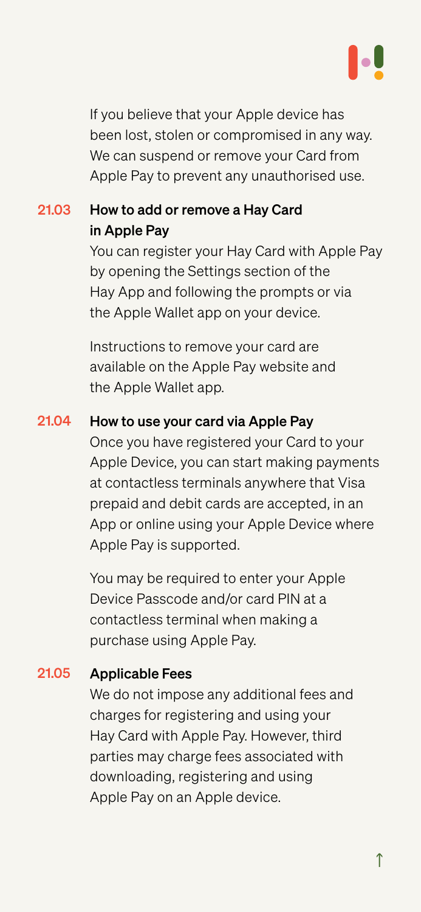If you believe that your Apple device has been lost, stolen or compromised in any way. We can suspend or remove your Card from Apple Pay to prevent any unauthorised use.

### 21.03 How to add or remove a Hay Card in Apple Pay

You can register your Hay Card with Apple Pay by opening the Settings section of the Hay App and following the prompts or via the Apple Wallet app on your device.

Instructions to remove your card are available on the Apple Pay website and the Apple Wallet app.

### 21.04 How to use your card via Apple Pay

Once you have registered your Card to your Apple Device, you can start making payments at contactless terminals anywhere that Visa prepaid and debit cards are accepted, in an App or online using your Apple Device where Apple Pay is supported.

You may be required to enter your Apple Device Passcode and/or card PIN at a contactless terminal when making a purchase using Apple Pay.

### 21.05 Applicable Fees

We do not impose any additional fees and charges for registering and using your Hay Card with Apple Pay. However, third parties may charge fees associated with downloading, registering and using Apple Pay on an Apple device.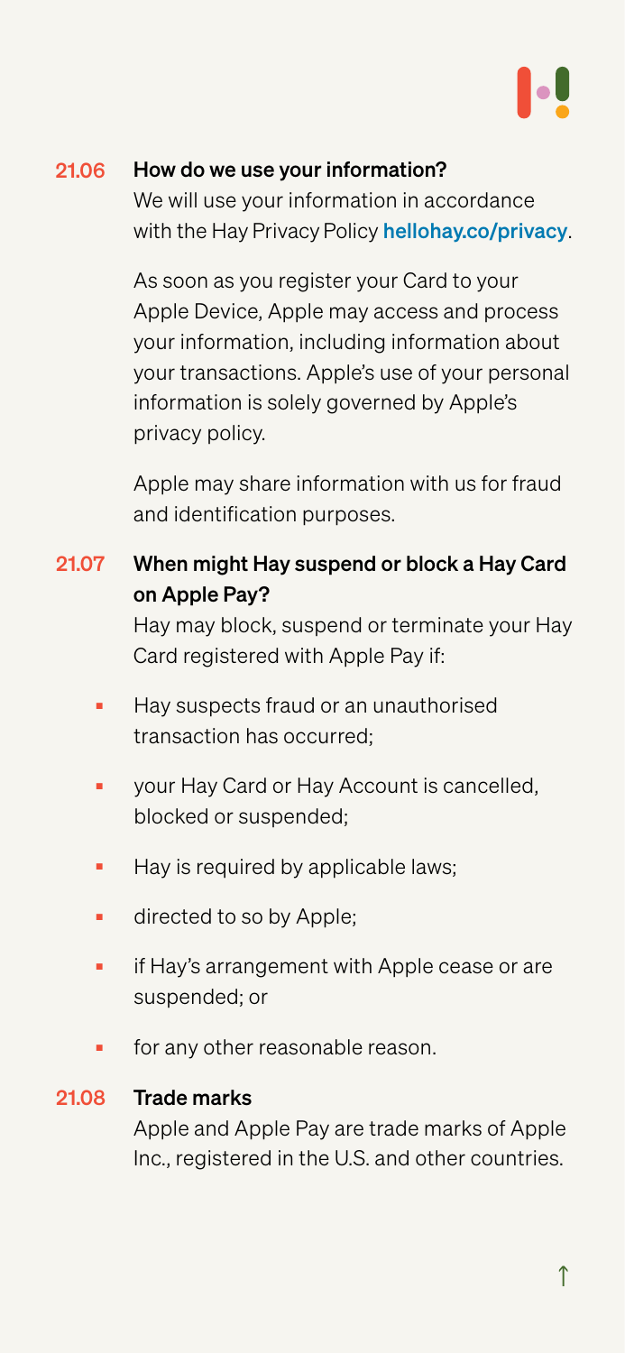### 21.06 How do we use your information?

We will use your information in accordance with the Hay Privacy Policy hellohay.co/privacy.

As soon as you register your Card to your Apple Device, Apple may access and process your information, including information about your transactions. Apple's use of your personal information is solely governed by Apple's privacy policy.

Apple may share information with us for fraud and identification purposes.

### 21.07 When might Hay suspend or block a Hay Card on Apple Pay?

Hay may block, suspend or terminate your Hay Card registered with Apple Pay if:

- Hay suspects fraud or an unauthorised transaction has occurred;
- your Hay Card or Hay Account is cancelled, blocked or suspended;
- Hay is required by applicable laws;
- directed to so by Apple;
- if Hay's arrangement with Apple cease or are suspended; or
- for any other reasonable reason.

### 21.08 Trade marks

Apple and Apple Pay are trade marks of Apple Inc., registered in the U.S. and other countries.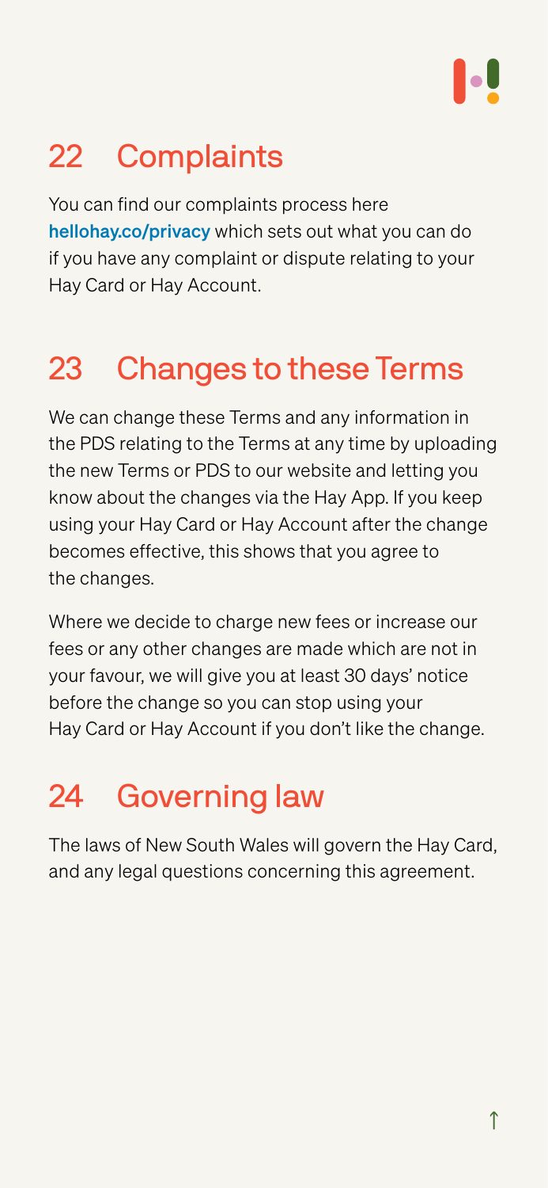## 22 Complaints

You can find our complaints process here **hellohay.co/privacy** which sets out what you can do if you have any complaint or dispute relating to your Hay Card or Hay Account.

## 23 Changes to these Terms

We can change these Terms and any information in the PDS relating to the Terms at any time by uploading the new Terms or PDS to our website and letting you know about the changes via the Hay App. If you keep using your Hay Card or Hay Account after the change becomes effective, this shows that you agree to the changes.

Where we decide to charge new fees or increase our fees or any other changes are made which are not in your favour, we will give you at least 30 days' notice before the change so you can stop using your Hay Card or Hay Account if you don't like the change.

## 24 Governing law

The laws of New South Wales will govern the Hay Card, and any legal questions concerning this agreement.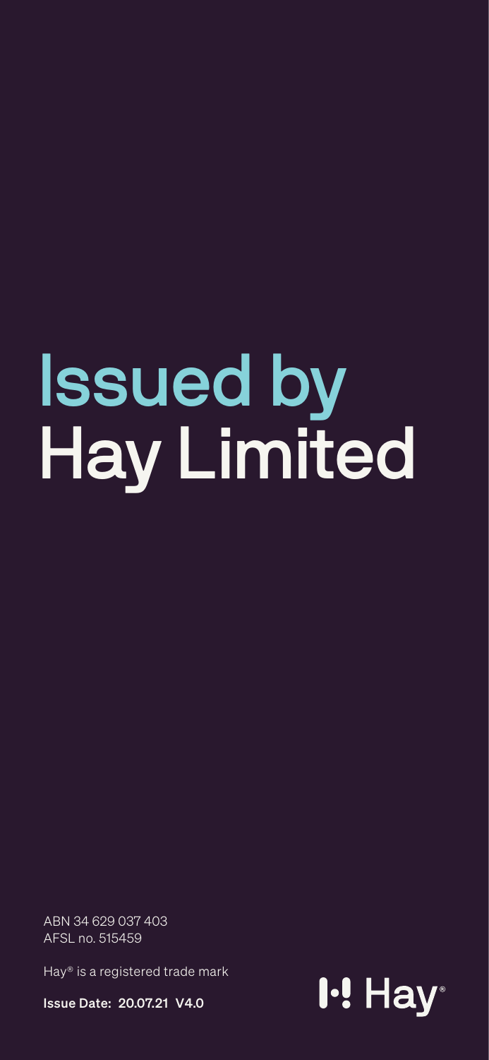# Issued by Hay Limited

ABN 34 629 037 403
AFSL no. 515459

Hay® is a registered trade mark

**Issue Date: 20.07.21 V4.0**

Hay®